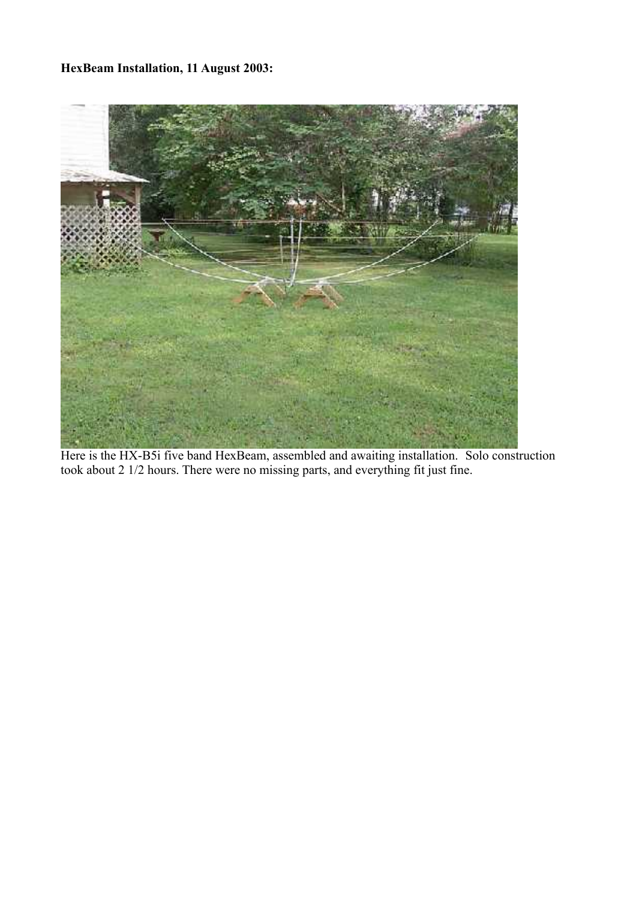**HexBeam Installation, 11 August 2003:**

Here is the HX-B5i five band HexBeam, assembled and awaiting installation.  Solo construction took about 2 1/2 hours. There were no missing parts, and everything fit just fine.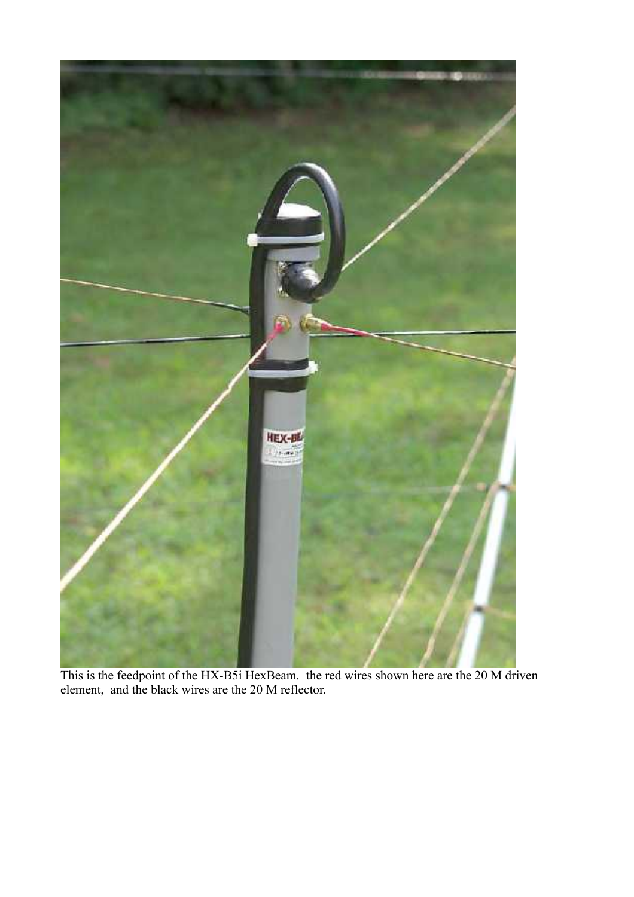This is the feedpoint of the HX-B5i HexBeam.  the red wires shown here are the 20 M driven element,  and the black wires are the 20 M reflector.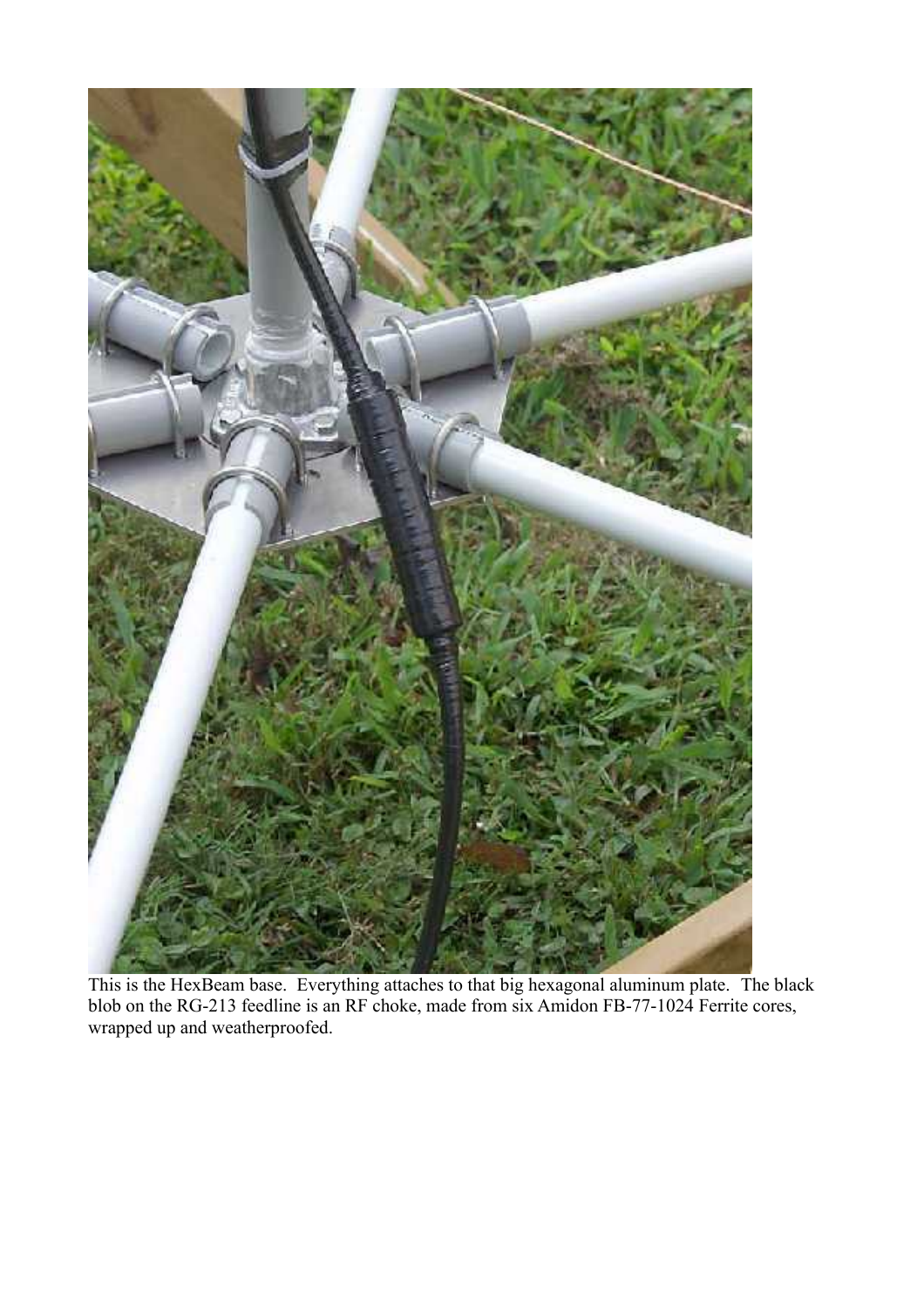This is the HexBeam base. Everything attaches to that big hexagonal aluminum plate. The black blob on the RG-213 feedline is an RF choke, made from six Amidon FB-77-1024 Ferrite cores, wrapped up and weatherproofed.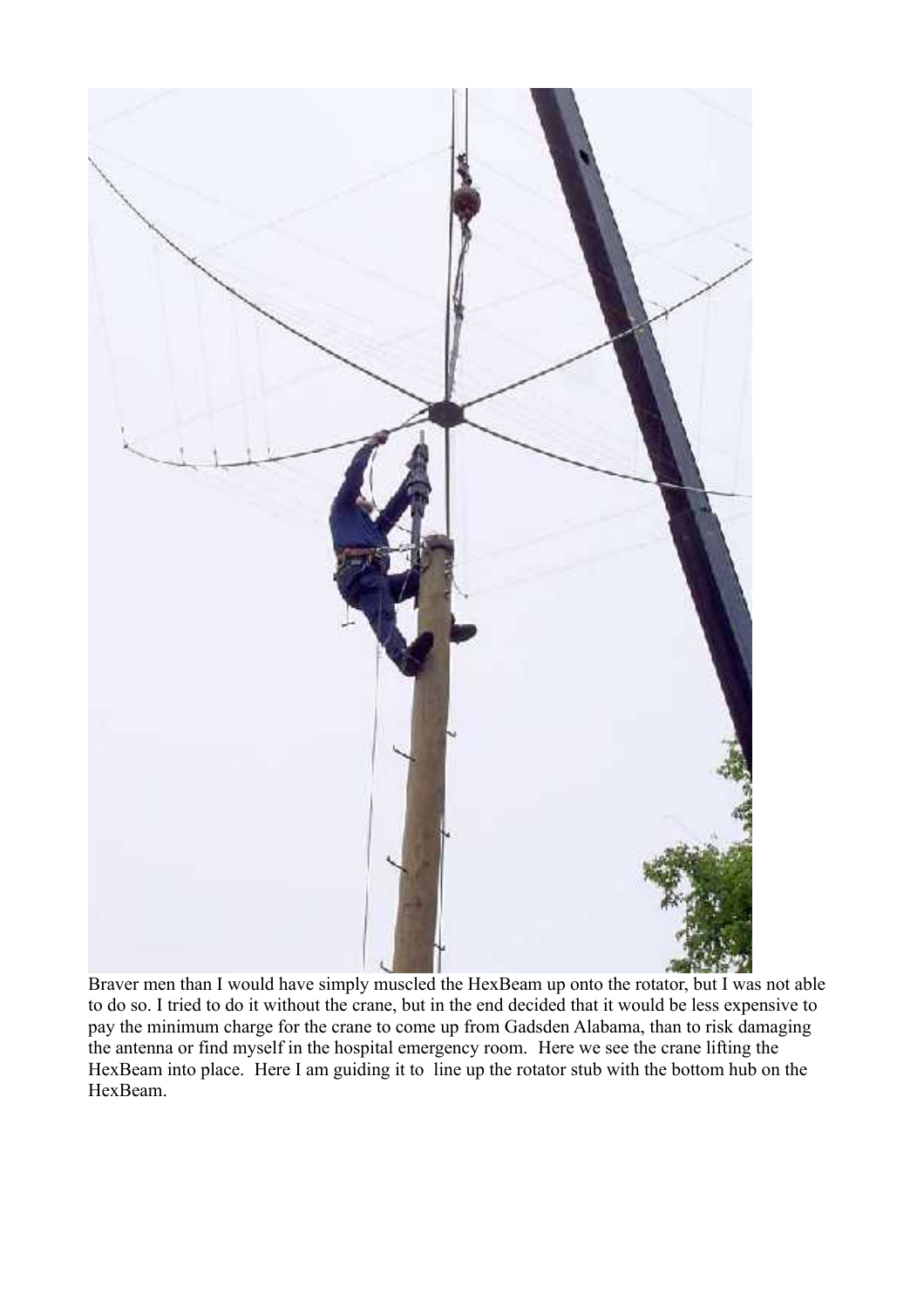Braver men than I would have simply muscled the HexBeam up onto the rotator, but I was not able to do so. I tried to do it without the crane, but in the end decided that it would be less expensive to pay the minimum charge for the crane to come up from Gadsden Alabama, than to risk damaging the antenna or find myself in the hospital emergency room. Here we see the crane lifting the HexBeam into place. Here I am guiding it to line up the rotator stub with the bottom hub on the HexBeam.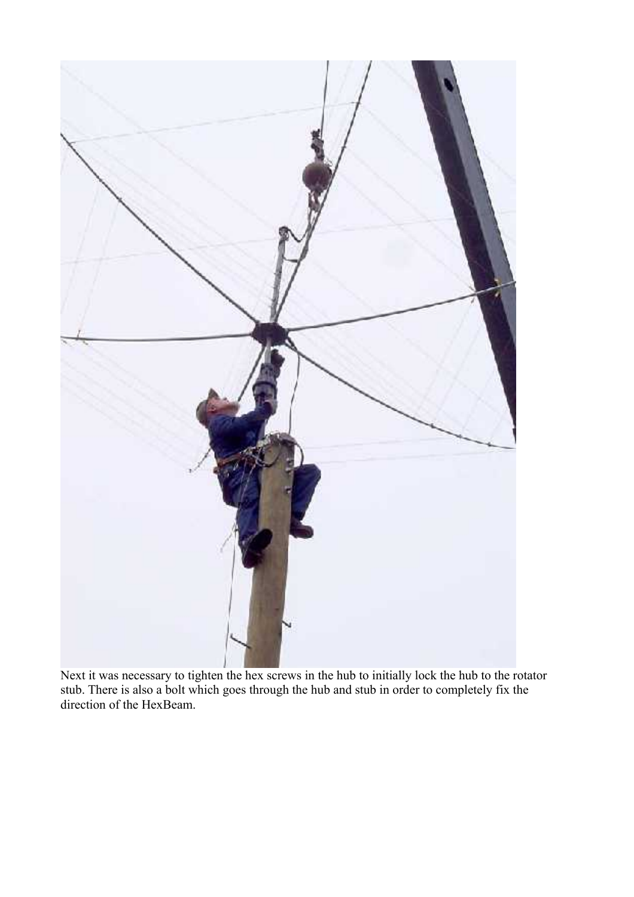Next it was necessary to tighten the hex screws in the hub to initially lock the hub to the rotator stub. There is also a bolt which goes through the hub and stub in order to completely fix the direction of the HexBeam.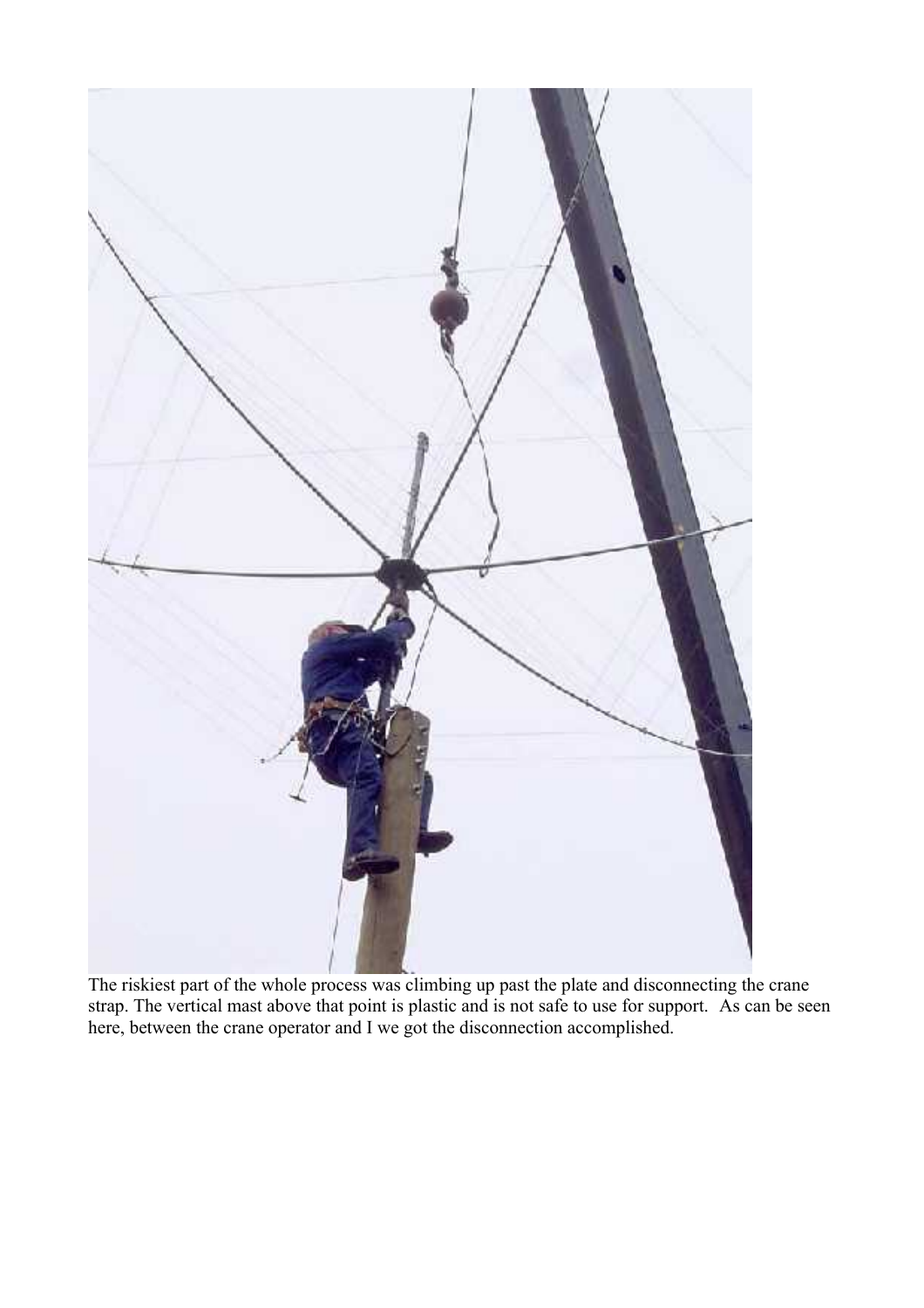The riskiest part of the whole process was climbing up past the plate and disconnecting the crane strap. The vertical mast above that point is plastic and is not safe to use for support.  As can be seen here, between the crane operator and I we got the disconnection accomplished.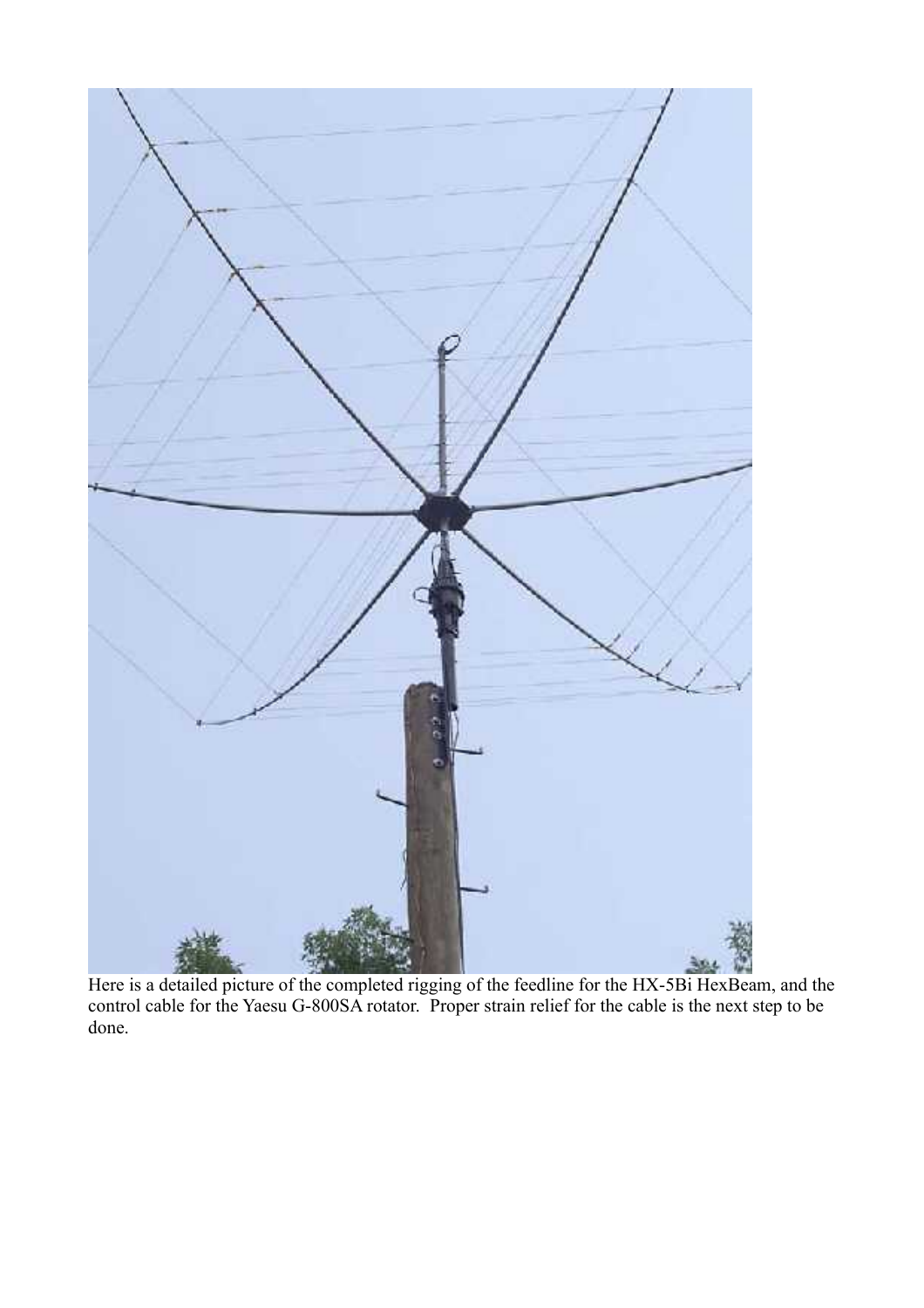Here is a detailed picture of the completed rigging of the feedline for the HX-5Bi HexBeam, and the control cable for the Yaesu G-800SA rotator. Proper strain relief for the cable is the next step to be done.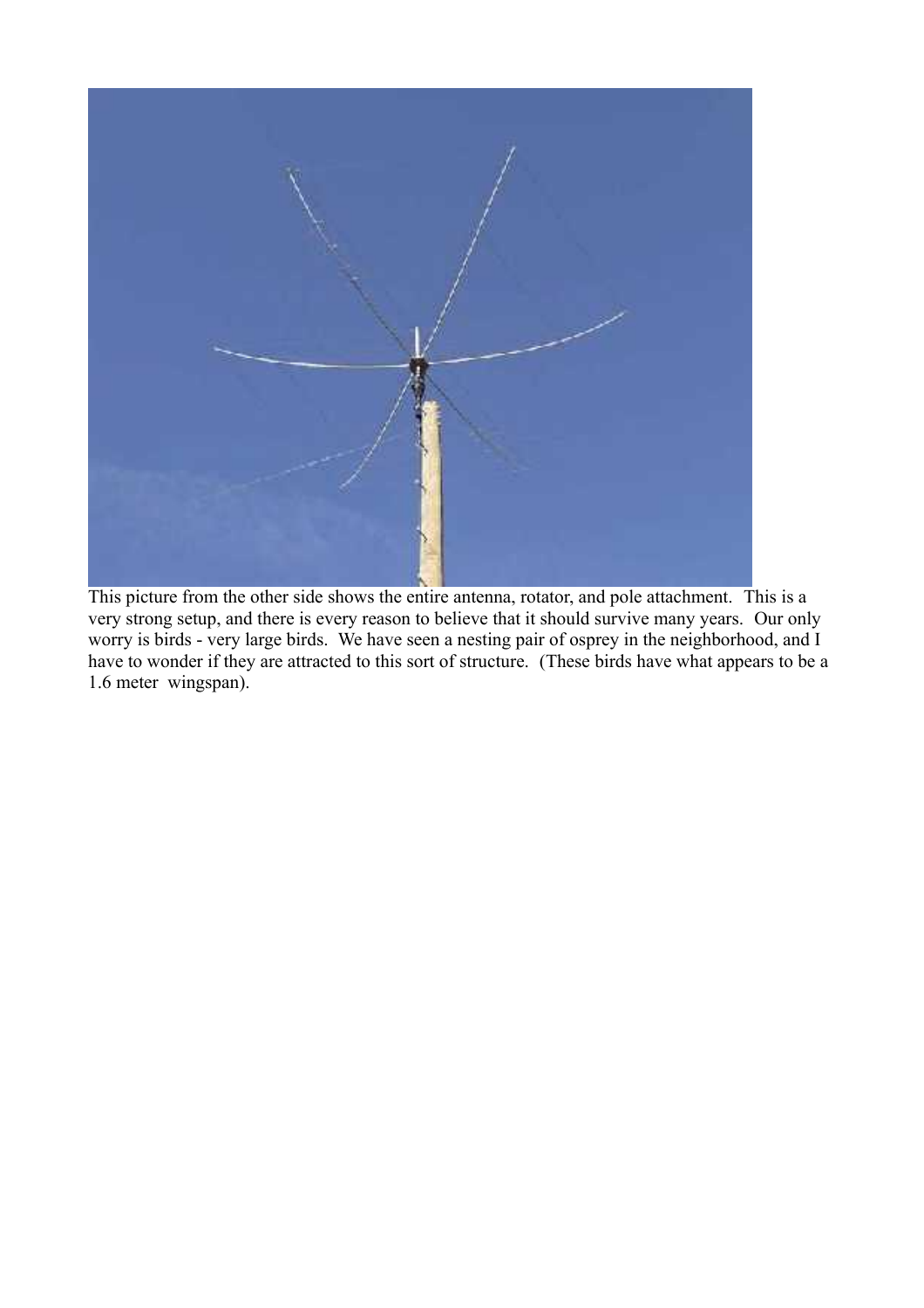This picture from the other side shows the entire antenna, rotator, and pole attachment. This is a very strong setup, and there is every reason to believe that it should survive many years. Our only worry is birds - very large birds. We have seen a nesting pair of osprey in the neighborhood, and I have to wonder if they are attracted to this sort of structure. (These birds have what appears to be a 1.6 meter wingspan).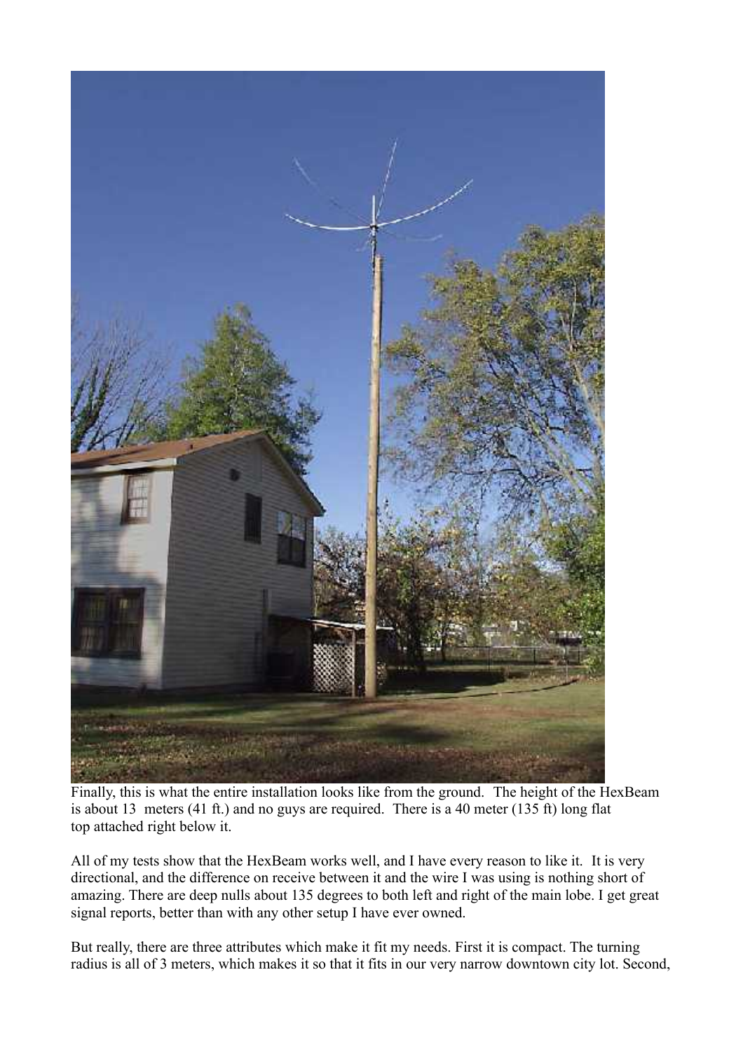Finally, this is what the entire installation looks like from the ground. The height of the HexBeam is about 13 meters (41 ft.) and no guys are required. There is a 40 meter (135 ft) long flat top attached right below it.

All of my tests show that the HexBeam works well, and I have every reason to like it. It is very directional, and the difference on receive between it and the wire I was using is nothing short of amazing. There are deep nulls about 135 degrees to both left and right of the main lobe. I get great signal reports, better than with any other setup I have ever owned.

But really, there are three attributes which make it fit my needs. First it is compact. The turning radius is all of 3 meters, which makes it so that it fits in our very narrow downtown city lot. Second,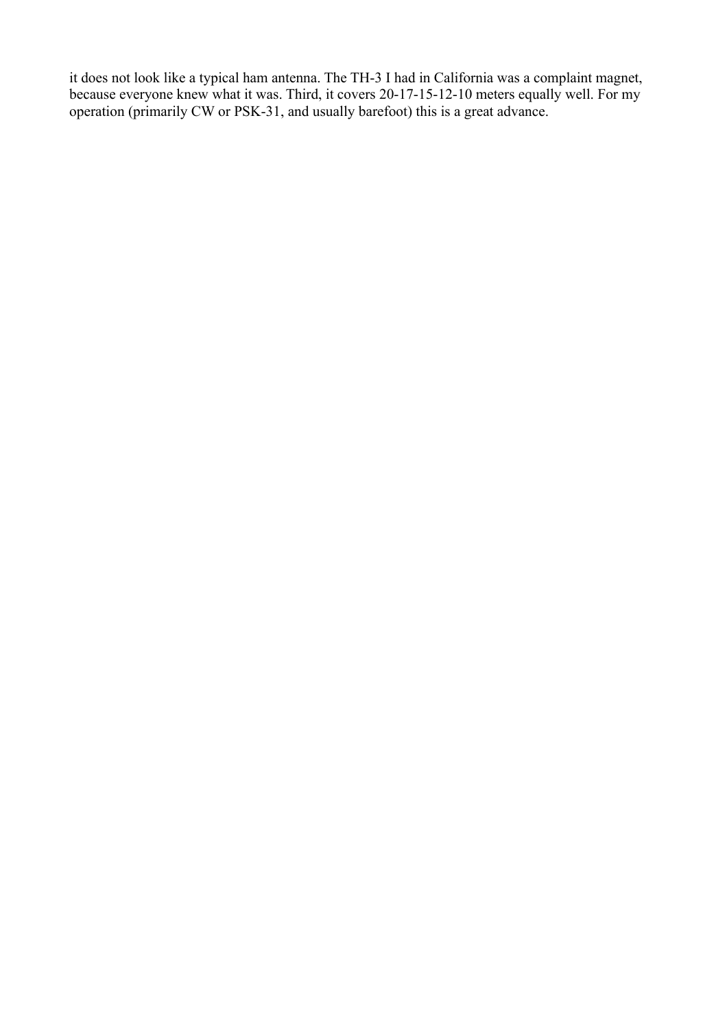it does not look like a typical ham antenna. The TH-3 I had in California was a complaint magnet, because everyone knew what it was. Third, it covers 20-17-15-12-10 meters equally well. For my operation (primarily CW or PSK-31, and usually barefoot) this is a great advance.